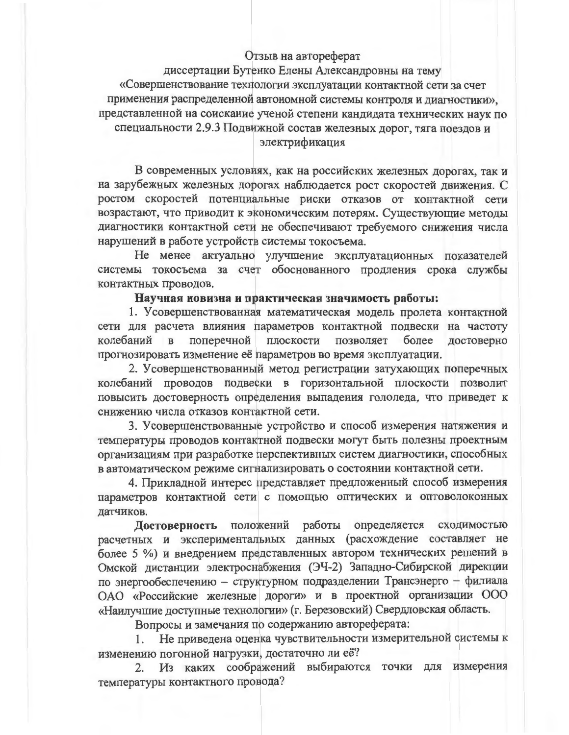Отзыв на автореферат
диссертации Бутенко Елены Александровны на тему
«Совершенствование технологии эксплуатации контактной сети за счет применения распределенной автономной системы контроля и диагностики»,
представленной на соискание ученой степени кандидата технических наук по специальности 2.9.3 Подвижной состав железных дорог, тяга поездов и электрификация

В современных условиях, как на российских железных дорогах, так и на зарубежных железных дорогах наблюдается рост скоростей движения. С ростом скоростей потенциальные риски отказов от контактной сети возрастают, что приводит к экономическим потерям. Существующие методы диагностики контактной сети не обеспечивают требуемого снижения числа нарушений в работе устройств системы токосъема.

Не менее актуально улучшение эксплуатационных показателей системы токосъема за счет обоснованного продления срока службы контактных проводов.

**Научная новизна и практическая значимость работы:**

1. Усовершенствованная математическая модель пролета контактной сети для расчета влияния параметров контактной подвески на частоту колебаний в поперечной плоскости позволяет более достоверно прогнозировать изменение её параметров во время эксплуатации.
2. Усовершенствованный метод регистрации затухающих поперечных колебаний проводов подвески в горизонтальной плоскости позволит повысить достоверность определения выпадения гололеда, что приведет к снижению числа отказов контактной сети.
3. Усовершенствованные устройство и способ измерения натяжения и температуры проводов контактной подвески могут быть полезны проектным организациям при разработке перспективных систем диагностики, способных в автоматическом режиме сигнализировать о состоянии контактной сети.
4. Прикладной интерес представляет предложенный способ измерения параметров контактной сети с помощью оптических и оптоволоконных датчиков.

**Достоверность** положений работы определяется сходимостью расчетных и экспериментальных данных (расхождение составляет не более 5 %) и внедрением представленных автором технических решений в Омской дистанции электроснабжения (ЭЧ-2) Западно-Сибирской дирекции по энергообеспечению – структурном подразделении Трансэнерго – филиала ОАО «Российские железные дороги» и в проектной организации ООО «Наилучшие доступные технологии» (г. Березовский) Свердловская область.

Вопросы и замечания по содержанию автореферата:

1. Не приведена оценка чувствительности измерительной системы к изменению погонной нагрузки, достаточно ли её?
2. Из каких соображений выбираются точки для измерения температуры контактного провода?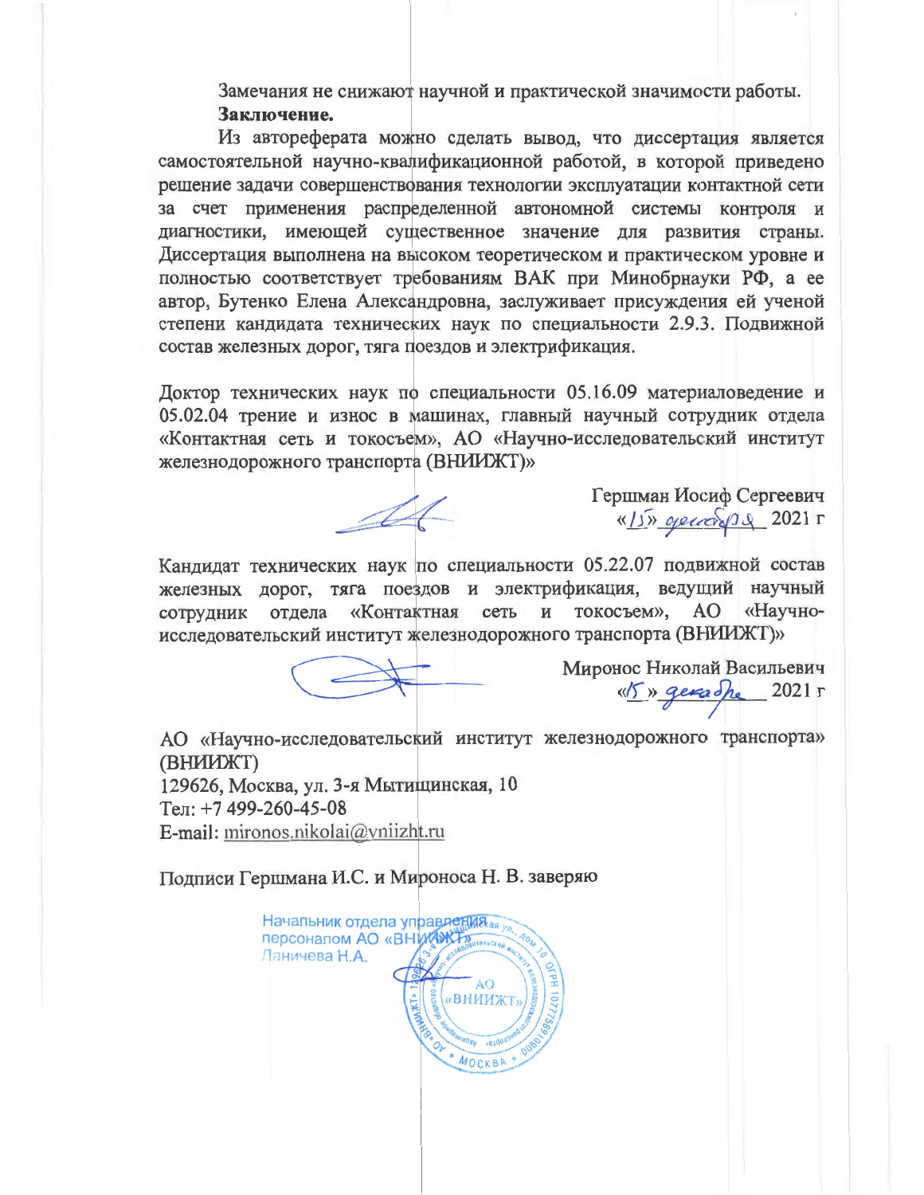Замечания не снижают научной и практической значимости работы.

**Заключение.**

Из автореферата можно сделать вывод, что диссертация является самостоятельной научно-квалификационной работой, в которой приведено решение задачи совершенствования технологии эксплуатации контактной сети за счет применения распределенной автономной системы контроля и диагностики, имеющей существенное значение для развития страны. Диссертация выполнена на высоком теоретическом и практическом уровне и полностью соответствует требованиям ВАК при Минобрнауки РФ, а ее автор, Бутенко Елена Александровна, заслуживает присуждения ей ученой степени кандидата технических наук по специальности 2.9.3. Подвижной состав железных дорог, тяга поездов и электрификация.

Доктор технических наук по специальности 05.16.09 материаловедение и 05.02.04 трение и износ в машинах, главный научный сотрудник отдела «Контактная сеть и токосъем», АО «Научно-исследовательский институт железнодорожного транспорта (ВНИИЖТ)»

Гершман Иосиф Сергеевич

«15» декабря 2021 г

Кандидат технических наук по специальности 05.22.07 подвижной состав железных дорог, тяга поездов и электрификация, ведущий научный сотрудник отдела «Контактная сеть и токосъем», АО «Научно-исследовательский институт железнодорожного транспорта (ВНИИЖТ)»

Миронос Николай Васильевич

«15» декабря 2021 г

АО «Научно-исследовательский институт железнодорожного транспорта» (ВНИИЖТ)
129626, Москва, ул. 3-я Мытищинская, 10
Тел: +7 499-260-45-08
E-mail: mironos.nikolai@vniizht.ru

Подписи Гершмана И.С. и Мироноса Н. В. заверяю

Начальник отдела управления персоналом АО «ВНИИЖТ»
Ланичева Н.А.